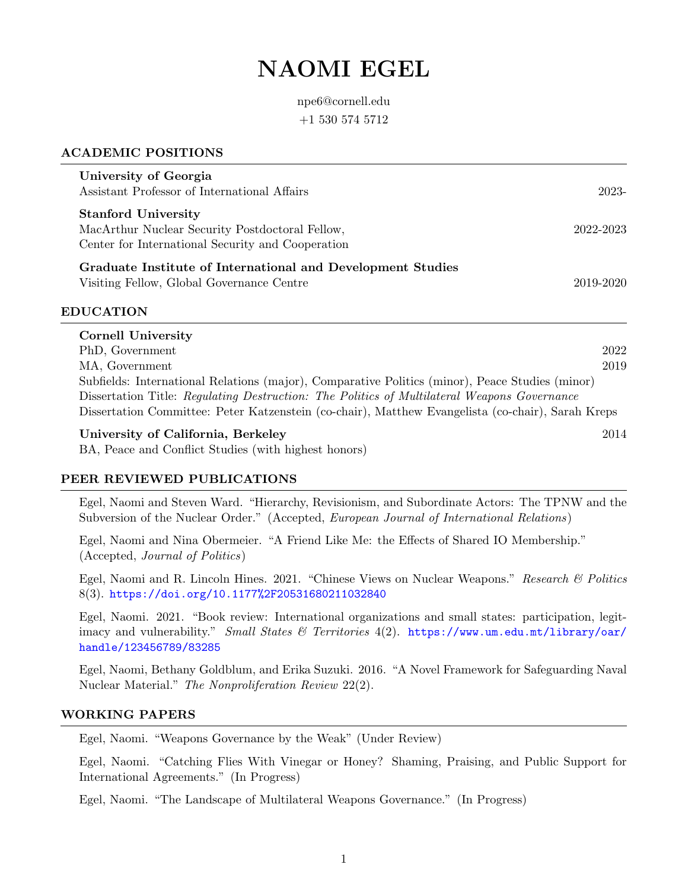# NAOMI EGEL

npe6@cornell.edu

+1 530 574 5712

## ACADEMIC POSITIONS

**University of Georgia**
Assistant Professor of International Affairs — 2023-

**Stanford University**
MacArthur Nuclear Security Postdoctoral Fellow, — 2022-2023
Center for International Security and Cooperation

**Graduate Institute of International and Development Studies**
Visiting Fellow, Global Governance Centre — 2019-2020

## EDUCATION

**Cornell University**
PhD, Government — 2022
MA, Government — 2019
Subfields: International Relations (major), Comparative Politics (minor), Peace Studies (minor)
Dissertation Title: *Regulating Destruction: The Politics of Multilateral Weapons Governance*
Dissertation Committee: Peter Katzenstein (co-chair), Matthew Evangelista (co-chair), Sarah Kreps

**University of California, Berkeley** — 2014
BA, Peace and Conflict Studies (with highest honors)

## PEER REVIEWED PUBLICATIONS

Egel, Naomi and Steven Ward. "Hierarchy, Revisionism, and Subordinate Actors: The TPNW and the Subversion of the Nuclear Order." (Accepted, *European Journal of International Relations*)

Egel, Naomi and Nina Obermeier. "A Friend Like Me: the Effects of Shared IO Membership." (Accepted, *Journal of Politics*)

Egel, Naomi and R. Lincoln Hines. 2021. "Chinese Views on Nuclear Weapons." *Research & Politics* 8(3). https://doi.org/10.1177%2F20531680211032840

Egel, Naomi. 2021. "Book review: International organizations and small states: participation, legitimacy and vulnerability." *Small States & Territories* 4(2). https://www.um.edu.mt/library/oar/handle/123456789/83285

Egel, Naomi, Bethany Goldblum, and Erika Suzuki. 2016. "A Novel Framework for Safeguarding Naval Nuclear Material." *The Nonproliferation Review* 22(2).

## WORKING PAPERS

Egel, Naomi. "Weapons Governance by the Weak" (Under Review)

Egel, Naomi. "Catching Flies With Vinegar or Honey? Shaming, Praising, and Public Support for International Agreements." (In Progress)

Egel, Naomi. "The Landscape of Multilateral Weapons Governance." (In Progress)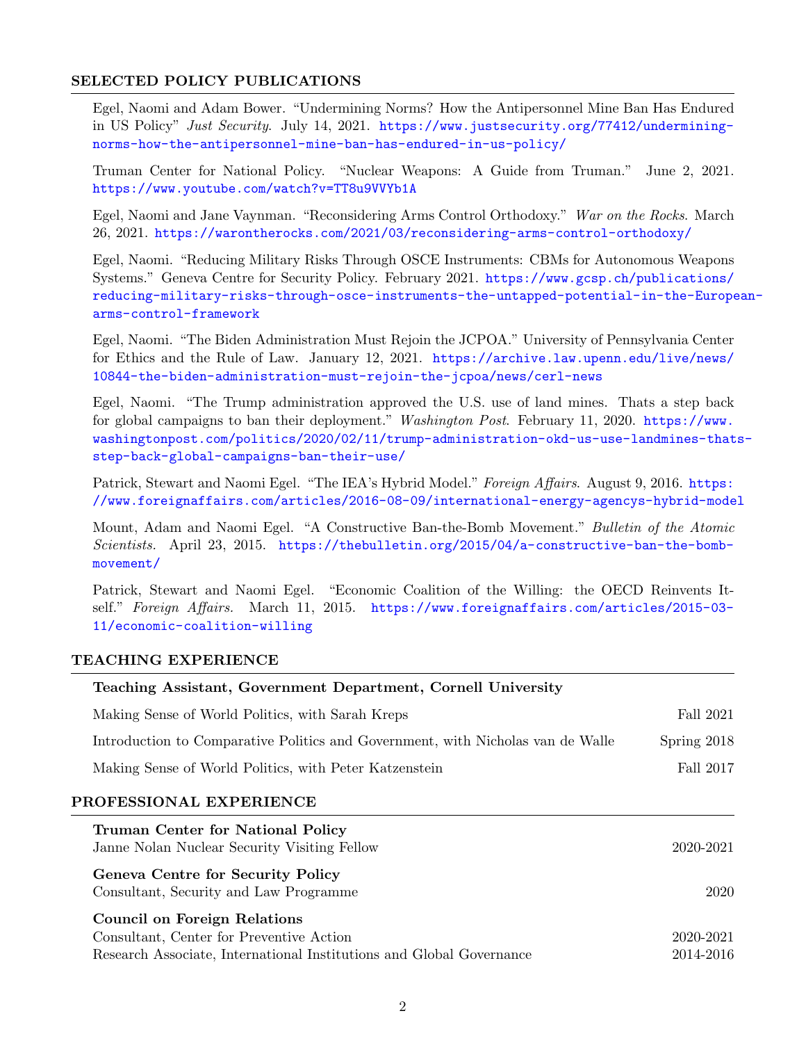## SELECTED POLICY PUBLICATIONS

Egel, Naomi and Adam Bower. "Undermining Norms? How the Antipersonnel Mine Ban Has Endured in US Policy" *Just Security*. July 14, 2021. https://www.justsecurity.org/77412/undermining-norms-how-the-antipersonnel-mine-ban-has-endured-in-us-policy/

Truman Center for National Policy. "Nuclear Weapons: A Guide from Truman." June 2, 2021. https://www.youtube.com/watch?v=TT8u9VVYb1A

Egel, Naomi and Jane Vaynman. "Reconsidering Arms Control Orthodoxy." *War on the Rocks*. March 26, 2021. https://warontherocks.com/2021/03/reconsidering-arms-control-orthodoxy/

Egel, Naomi. "Reducing Military Risks Through OSCE Instruments: CBMs for Autonomous Weapons Systems." Geneva Centre for Security Policy. February 2021. https://www.gcsp.ch/publications/reducing-military-risks-through-osce-instruments-the-untapped-potential-in-the-european-arms-control-framework

Egel, Naomi. "The Biden Administration Must Rejoin the JCPOA." University of Pennsylvania Center for Ethics and the Rule of Law. January 12, 2021. https://archive.law.upenn.edu/live/news/10844-the-biden-administration-must-rejoin-the-jcpoa/news/cerl-news

Egel, Naomi. "The Trump administration approved the U.S. use of land mines. Thats a step back for global campaigns to ban their deployment." *Washington Post*. February 11, 2020. https://www.washingtonpost.com/politics/2020/02/11/trump-administration-okd-us-use-landmines-thats-step-back-global-campaigns-ban-their-use/

Patrick, Stewart and Naomi Egel. "The IEA's Hybrid Model." *Foreign Affairs*. August 9, 2016. https://www.foreignaffairs.com/articles/2016-08-09/international-energy-agencys-hybrid-model

Mount, Adam and Naomi Egel. "A Constructive Ban-the-Bomb Movement." *Bulletin of the Atomic Scientists*. April 23, 2015. https://thebulletin.org/2015/04/a-constructive-ban-the-bomb-movement/

Patrick, Stewart and Naomi Egel. "Economic Coalition of the Willing: the OECD Reinvents Itself." *Foreign Affairs*. March 11, 2015. https://www.foreignaffairs.com/articles/2015-03-11/economic-coalition-willing

## TEACHING EXPERIENCE

**Teaching Assistant, Government Department, Cornell University**

- Making Sense of World Politics, with Sarah Kreps — Fall 2021
- Introduction to Comparative Politics and Government, with Nicholas van de Walle — Spring 2018
- Making Sense of World Politics, with Peter Katzenstein — Fall 2017

## PROFESSIONAL EXPERIENCE

**Truman Center for National Policy**
Janne Nolan Nuclear Security Visiting Fellow — 2020-2021

**Geneva Centre for Security Policy**
Consultant, Security and Law Programme — 2020

**Council on Foreign Relations**
Consultant, Center for Preventive Action — 2020-2021
Research Associate, International Institutions and Global Governance — 2014-2016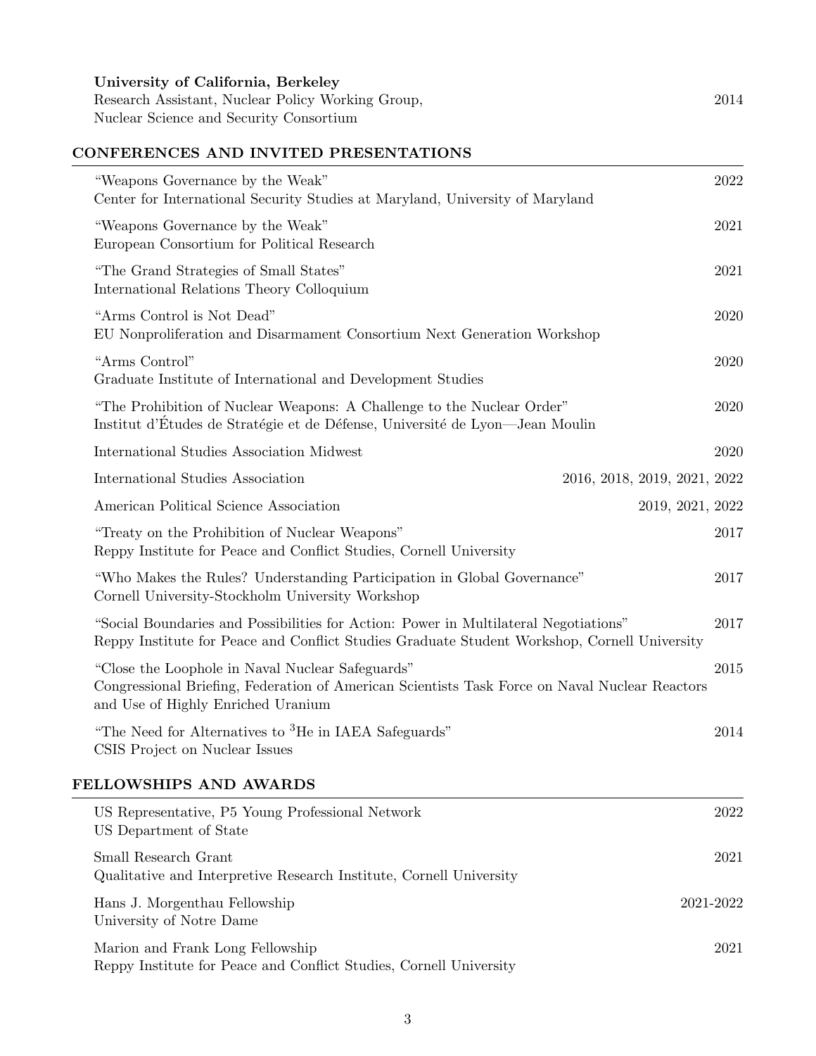**University of California, Berkeley**
Research Assistant, Nuclear Policy Working Group, 2014
Nuclear Science and Security Consortium

## CONFERENCES AND INVITED PRESENTATIONS

"Weapons Governance by the Weak" 2022
Center for International Security Studies at Maryland, University of Maryland

"Weapons Governance by the Weak" 2021
European Consortium for Political Research

"The Grand Strategies of Small States" 2021
International Relations Theory Colloquium

"Arms Control is Not Dead" 2020
EU Nonproliferation and Disarmament Consortium Next Generation Workshop

"Arms Control" 2020
Graduate Institute of International and Development Studies

"The Prohibition of Nuclear Weapons: A Challenge to the Nuclear Order" 2020
Institut d'Études de Stratégie et de Défense, Université de Lyon—Jean Moulin

International Studies Association Midwest 2020

International Studies Association 2016, 2018, 2019, 2021, 2022

American Political Science Association 2019, 2021, 2022

"Treaty on the Prohibition of Nuclear Weapons" 2017
Reppy Institute for Peace and Conflict Studies, Cornell University

"Who Makes the Rules? Understanding Participation in Global Governance" 2017
Cornell University-Stockholm University Workshop

"Social Boundaries and Possibilities for Action: Power in Multilateral Negotiations" 2017
Reppy Institute for Peace and Conflict Studies Graduate Student Workshop, Cornell University

"Close the Loophole in Naval Nuclear Safeguards" 2015
Congressional Briefing, Federation of American Scientists Task Force on Naval Nuclear Reactors and Use of Highly Enriched Uranium

"The Need for Alternatives to $^{3}$He in IAEA Safeguards" 2014
CSIS Project on Nuclear Issues

## FELLOWSHIPS AND AWARDS

US Representative, P5 Young Professional Network 2022
US Department of State

Small Research Grant 2021
Qualitative and Interpretive Research Institute, Cornell University

Hans J. Morgenthau Fellowship 2021-2022
University of Notre Dame

Marion and Frank Long Fellowship 2021
Reppy Institute for Peace and Conflict Studies, Cornell University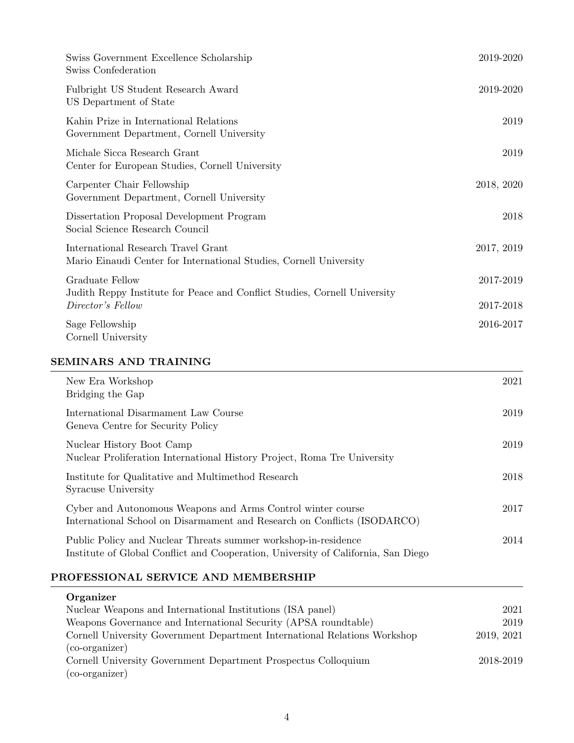Swiss Government Excellence Scholarship — 2019-2020
Swiss Confederation

Fulbright US Student Research Award — 2019-2020
US Department of State

Kahin Prize in International Relations — 2019
Government Department, Cornell University

Michale Sicca Research Grant — 2019
Center for European Studies, Cornell University

Carpenter Chair Fellowship — 2018, 2020
Government Department, Cornell University

Dissertation Proposal Development Program — 2018
Social Science Research Council

International Research Travel Grant — 2017, 2019
Mario Einaudi Center for International Studies, Cornell University

Graduate Fellow — 2017-2019
Judith Reppy Institute for Peace and Conflict Studies, Cornell University
*Director's Fellow* — 2017-2018

Sage Fellowship — 2016-2017
Cornell University

## SEMINARS AND TRAINING

New Era Workshop — 2021
Bridging the Gap

International Disarmament Law Course — 2019
Geneva Centre for Security Policy

Nuclear History Boot Camp — 2019
Nuclear Proliferation International History Project, Roma Tre University

Institute for Qualitative and Multimethod Research — 2018
Syracuse University

Cyber and Autonomous Weapons and Arms Control winter course — 2017
International School on Disarmament and Research on Conflicts (ISODARCO)

Public Policy and Nuclear Threats summer workshop-in-residence — 2014
Institute of Global Conflict and Cooperation, University of California, San Diego

## PROFESSIONAL SERVICE AND MEMBERSHIP

**Organizer**

- Nuclear Weapons and International Institutions (ISA panel) — 2021
- Weapons Governance and International Security (APSA roundtable) — 2019
- Cornell University Government Department International Relations Workshop (co-organizer) — 2019, 2021
- Cornell University Government Department Prospectus Colloquium (co-organizer) — 2018-2019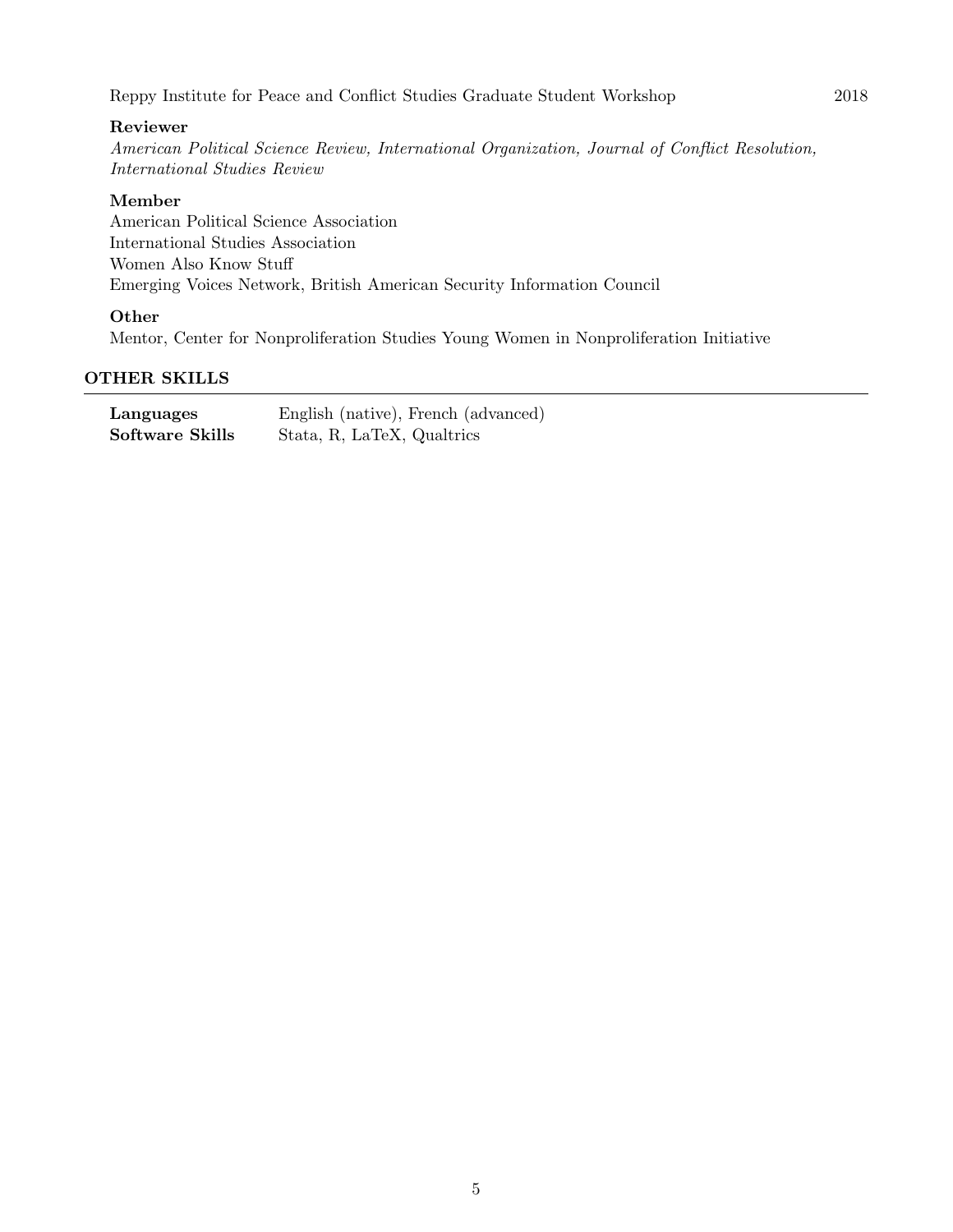Reppy Institute for Peace and Conflict Studies Graduate Student Workshop 2018

**Reviewer**

*American Political Science Review, International Organization, Journal of Conflict Resolution, International Studies Review*

**Member**

American Political Science Association
International Studies Association
Women Also Know Stuff
Emerging Voices Network, British American Security Information Council

**Other**

Mentor, Center for Nonproliferation Studies Young Women in Nonproliferation Initiative

## OTHER SKILLS

| | |
|---|---|
| **Languages** | English (native), French (advanced) |
| **Software Skills** | Stata, R, LaTeX, Qualtrics |